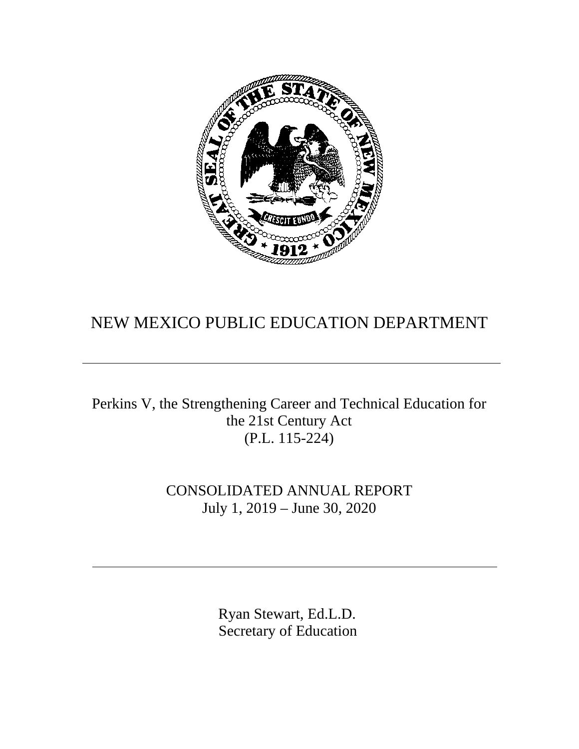# NEW MEXICO PUBLIC EDUCATION DEPARTMENT

---

Perkins V, the Strengthening Career and Technical Education for the 21st Century Act (P.L. 115-224)

CONSOLIDATED ANNUAL REPORT
July 1, 2019 – June 30, 2020

---

Ryan Stewart, Ed.L.D.
Secretary of Education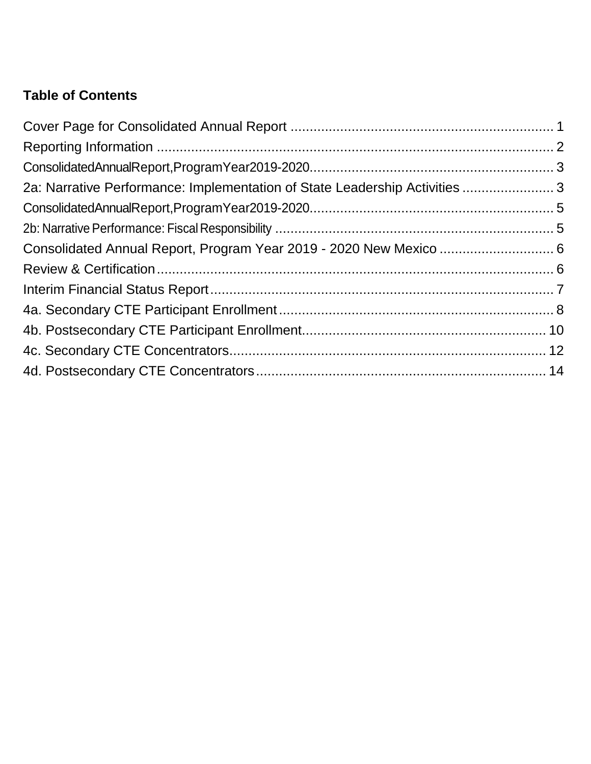**Table of Contents**

Cover Page for Consolidated Annual Report .................................................................... 1
Reporting Information ....................................................................................................... 2
ConsolidatedAnnualReport,ProgramYear2019-2020................................................................ 3
2a: Narrative Performance: Implementation of State Leadership Activities ........................ 3
ConsolidatedAnnualReport,ProgramYear2019-2020................................................................ 5
2b: Narrative Performance: Fiscal Responsibility ......................................................................... 5
Consolidated Annual Report, Program Year 2019 - 2020 New Mexico .............................. 6
Review & Certification........................................................................................................ 6
Interim Financial Status Report.......................................................................................... 7
4a. Secondary CTE Participant Enrollment........................................................................ 8
4b. Postsecondary CTE Participant Enrollment................................................................ 10
4c. Secondary CTE Concentrators................................................................................... 12
4d. Postsecondary CTE Concentrators............................................................................ 14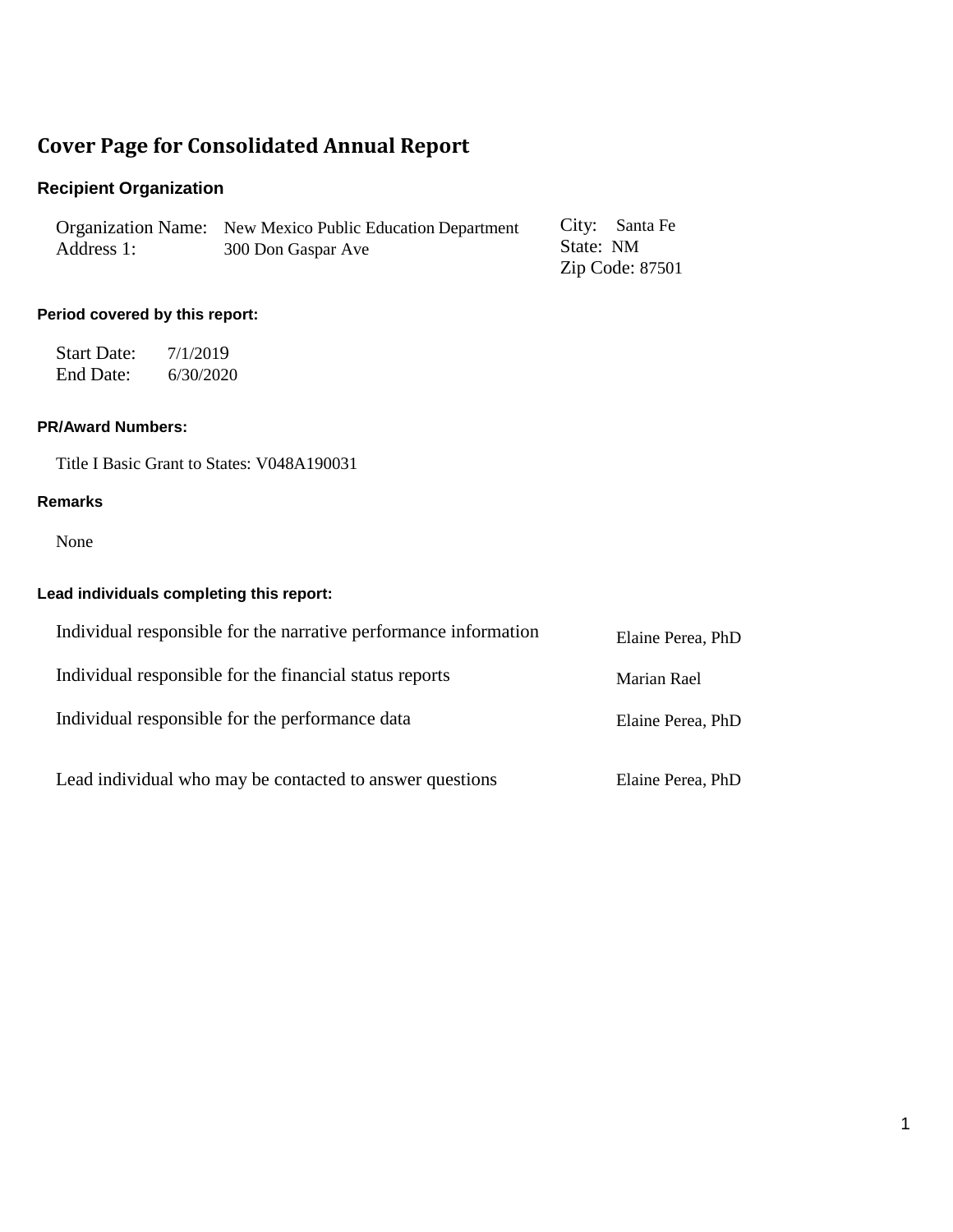# Cover Page for Consolidated Annual Report

## Recipient Organization

| | | |
|---|---|---|
| Organization Name: | New Mexico Public Education Department | City: Santa Fe |
| Address 1: | 300 Don Gaspar Ave | State: NM |
| | | Zip Code: 87501 |

### Period covered by this report:

Start Date: 7/1/2019
End Date: 6/30/2020

### PR/Award Numbers:

Title I Basic Grant to States: V048A190031

### Remarks

None

### Lead individuals completing this report:

| | |
|---|---|
| Individual responsible for the narrative performance information | Elaine Perea, PhD |
| Individual responsible for the financial status reports | Marian Rael |
| Individual responsible for the performance data | Elaine Perea, PhD |
| Lead individual who may be contacted to answer questions | Elaine Perea, PhD |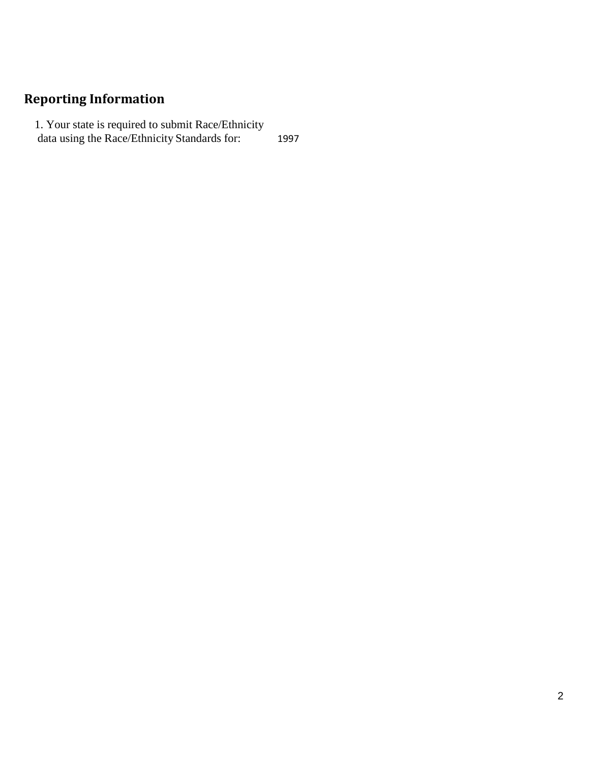## Reporting Information

1. Your state is required to submit Race/Ethnicity data using the Race/Ethnicity Standards for: 1997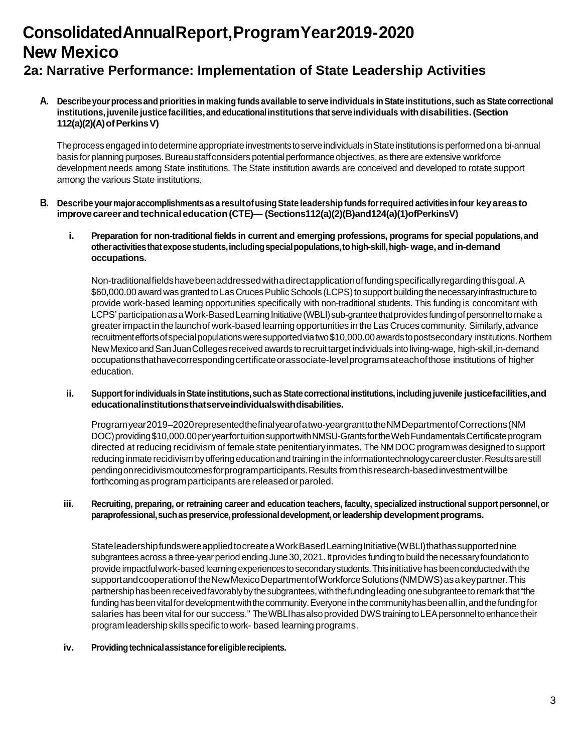# Consolidated Annual Report, Program Year 2019-2020
# New Mexico
## 2a: Narrative Performance: Implementation of State Leadership Activities

**A. Describe your process and priorities in making funds available to serve individuals in State institutions, such as State correctional institutions, juvenile justice facilities, and educational institutions that serve individuals with disabilities. (Section 112(a)(2)(A) of Perkins V)**

The process engaged in to determine appropriate investments to serve individuals in State institutions is performed on a bi-annual basis for planning purposes. Bureau staff considers potential performance objectives, as there are extensive workforce development needs among State institutions. The State institution awards are conceived and developed to rotate support among the various State institutions.

**B. Describe your major accomplishments as a result of using State leadership funds for required activities in four key areas to improve career and technical education (CTE)— (Sections 112(a)(2)(B) and 124(a)(1) of Perkins V)**

**i. Preparation for non-traditional fields in current and emerging professions, programs for special populations, and other activities that expose students, including special populations, to high-skill, high- wage, and in-demand occupations.**

Non-traditional fields have been addressed with a direct application of funding specifically regarding this goal. A $60,000.00 award was granted to Las Cruces Public Schools (LCPS) to support building the necessary infrastructure to provide work-based learning opportunities specifically with non-traditional students. This funding is concomitant with LCPS' participation as a Work-Based Learning Initiative (WBLI) sub-grantee that provides funding of personnel to make a greater impact in the launch of work-based learning opportunities in the Las Cruces community. Similarly, advance recruitment efforts of special populations were supported via two $10,000.00 awards to postsecondary institutions. Northern New Mexico and San Juan Colleges received awards to recruit target individuals into living-wage, high-skill, in-demand occupations that have corresponding certificate or associate-level programs at each of those institutions of higher education.

**ii. Support for individuals in State institutions, such as State correctional institutions, including juvenile justice facilities, and educational institutions that serve individuals with disabilities.**

Program year 2019–2020 represented the final year of a two-year grant to the NM Department of Corrections (NM DOC) providing $10,000.00 per year for tuition support with NMSU-Grants for the Web Fundamentals Certificate program directed at reducing recidivism of female state penitentiary inmates. The NM DOC program was designed to support reducing inmate recidivism by offering education and training in the information technology career cluster. Results are still pending on recidivism outcomes for program participants. Results from this research-based investment will be forthcoming as program participants are released or paroled.

**iii. Recruiting, preparing, or retraining career and education teachers, faculty, specialized instructional support personnel, or paraprofessional, such as preservice, professional development, or leadership development programs.**

State leadership funds were applied to create a Work Based Learning Initiative (WBLI) that has supported nine subgrantees across a three-year period ending June 30, 2021. It provides funding to build the necessary foundation to provide impactful work-based learning experiences to secondary students. This initiative has been conducted with the support and cooperation of the New Mexico Department of Workforce Solutions (NMDWS) as a key partner. This partnership has been received favorably by the subgrantees, with the funding leading one subgrantee to remark that "the funding has been vital for development with the community. Everyone in the community has been all in, and the funding for salaries has been vital for our success." The WBLI has also provided DWS training to LEA personnel to enhance their program leadership skills specific to work- based learning programs.

**iv. Providing technical assistance for eligible recipients.**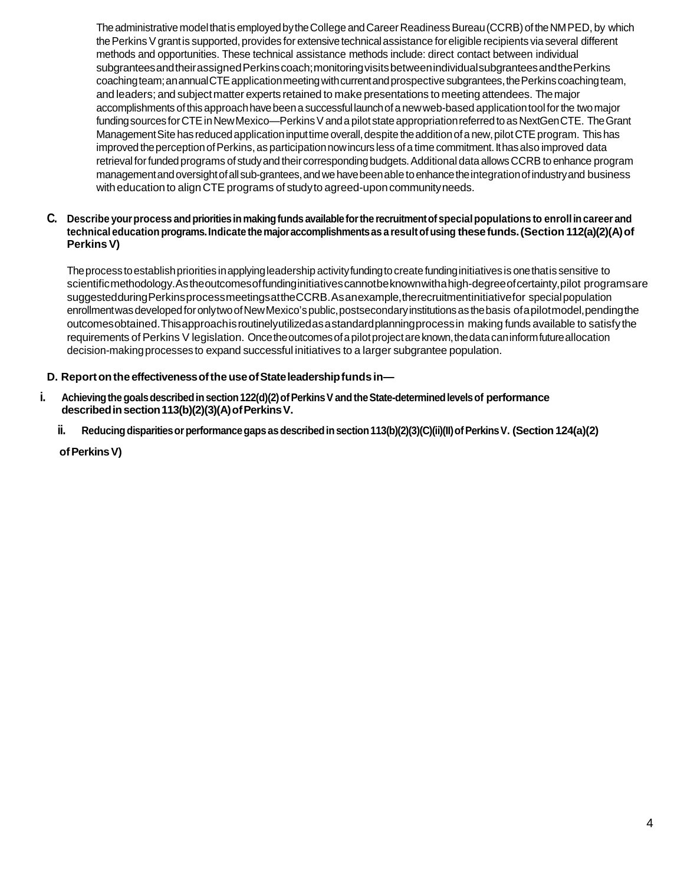The administrative model that is employed by the College and Career Readiness Bureau (CCRB) of the NMPED, by which the Perkins V grant is supported, provides for extensive technical assistance for eligible recipients via several different methods and opportunities. These technical assistance methods include: direct contact between individual subgrantees and their assigned Perkins coach; monitoring visits between individual subgrantees and the Perkins coaching team; an annual CTE application meeting with current and prospective subgrantees, the Perkins coaching team, and leaders; and subject matter experts retained to make presentations to meeting attendees. The major accomplishments of this approach have been a successful launch of a new web-based application tool for the two major funding sources for CTE in New Mexico—Perkins V and a pilot state appropriation referred to as NextGen CTE. The Grant Management Site has reduced application input time overall, despite the addition of a new, pilot CTE program. This has improved the perception of Perkins, as participation now incurs less of a time commitment. It has also improved data retrieval for funded programs of study and their corresponding budgets. Additional data allows CCRB to enhance program management and oversight of all sub-grantees, and we have been able to enhance the integration of industry and business with education to align CTE programs of study to agreed-upon community needs.

**C. Describe your process and priorities in making funds available for the recruitment of special populations to enroll in career and technical education programs. Indicate the major accomplishments as a result of using these funds. (Section 112(a)(2)(A) of Perkins V)**

The process to establish priorities in applying leadership activity funding to create funding initiatives is one that is sensitive to scientific methodology. As the outcomes of funding initiatives cannot be known with a high-degree of certainty, pilot programs are suggested during Perkins process meetings at the CCRB. As an example, the recruitment initiative for special population enrollment was developed for only two of New Mexico's public, postsecondary institutions as the basis of a pilot model, pending the outcomes obtained. This approach is routinely utilized as a standard planning process in making funds available to satisfy the requirements of Perkins V legislation. Once the outcomes of a pilot project are known, the data can inform future allocation decision-making processes to expand successful initiatives to a larger subgrantee population.

**D. Report on the effectiveness of the use of State leadership funds in—**

**i. Achieving the goals described in section 122(d)(2) of Perkins V and the State-determined levels of performance described in section 113(b)(2)(3)(A) of Perkins V.**

**ii. Reducing disparities or performance gaps as described in section 113(b)(2)(3)(C)(ii)(II) of Perkins V. (Section 124(a)(2) of Perkins V)**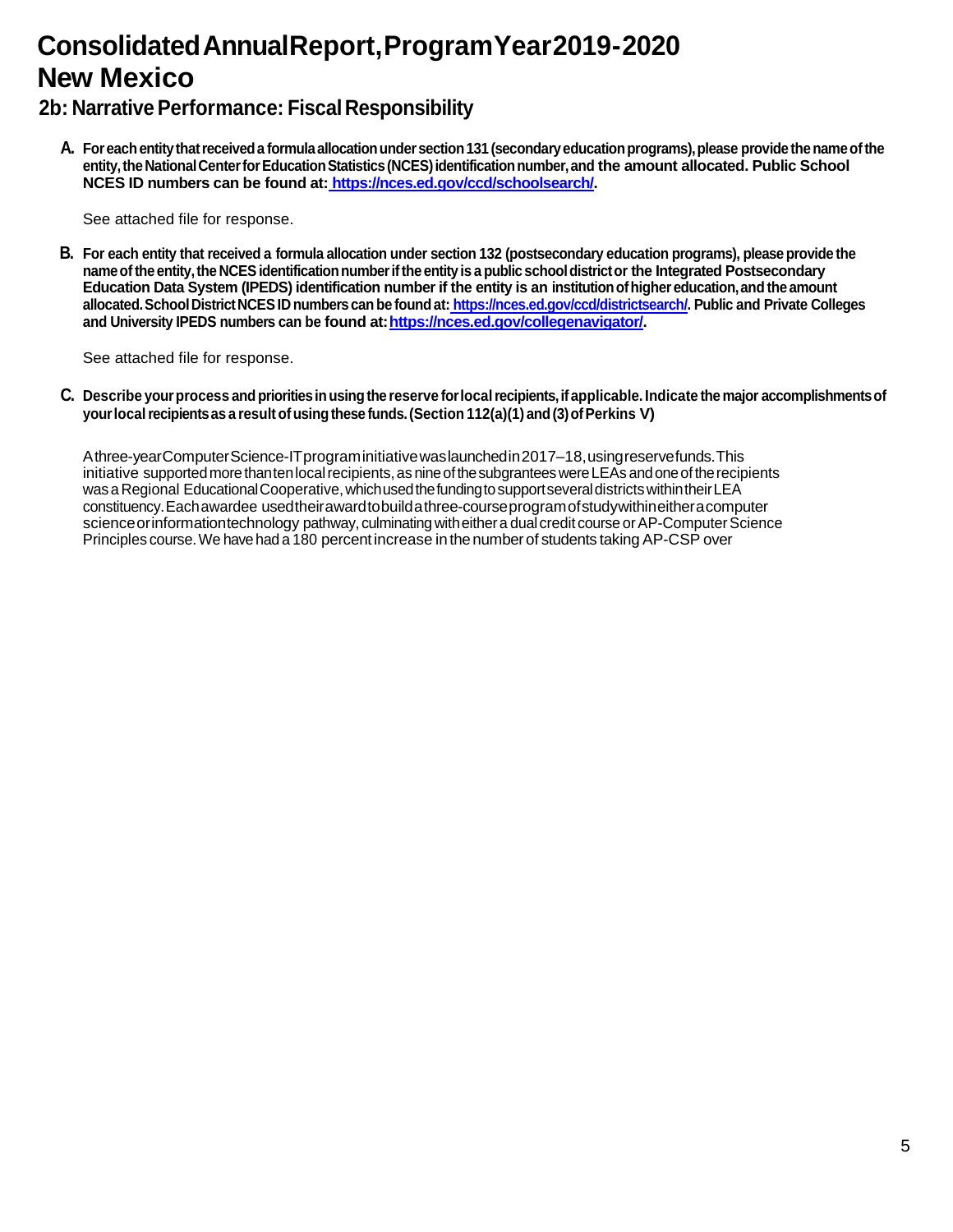# Consolidated Annual Report, Program Year 2019-2020
# New Mexico

## 2b: Narrative Performance: Fiscal Responsibility

**A. For each entity that received a formula allocation under section 131 (secondary education programs), please provide the name of the entity, the National Center for Education Statistics (NCES) identification number, and the amount allocated. Public School NCES ID numbers can be found at: https://nces.ed.gov/ccd/schoolsearch/.**

See attached file for response.

**B. For each entity that received a formula allocation under section 132 (postsecondary education programs), please provide the name of the entity, the NCES identification number if the entity is a public school district or the Integrated Postsecondary Education Data System (IPEDS) identification number if the entity is an institution of higher education, and the amount allocated. School District NCES ID numbers can be found at: https://nces.ed.gov/ccd/districtsearch/. Public and Private Colleges and University IPEDS numbers can be found at: https://nces.ed.gov/collegenavigator/.**

See attached file for response.

**C. Describe your process and priorities in using the reserve for local recipients, if applicable. Indicate the major accomplishments of your local recipients as a result of using these funds. (Section 112(a)(1) and (3) of Perkins V)**

A three-year Computer Science-IT program initiative was launched in 2017–18, using reserve funds. This initiative supported more than ten local recipients, as nine of the subgrantees were LEAs and one of the recipients was a Regional Educational Cooperative, which used the funding to support several districts within their LEA constituency. Each awardee used their award to build a three-course program of study within either a computer science or information technology pathway, culminating with either a dual credit course or AP-Computer Science Principles course. We have had a 180 percent increase in the number of students taking AP-CSP over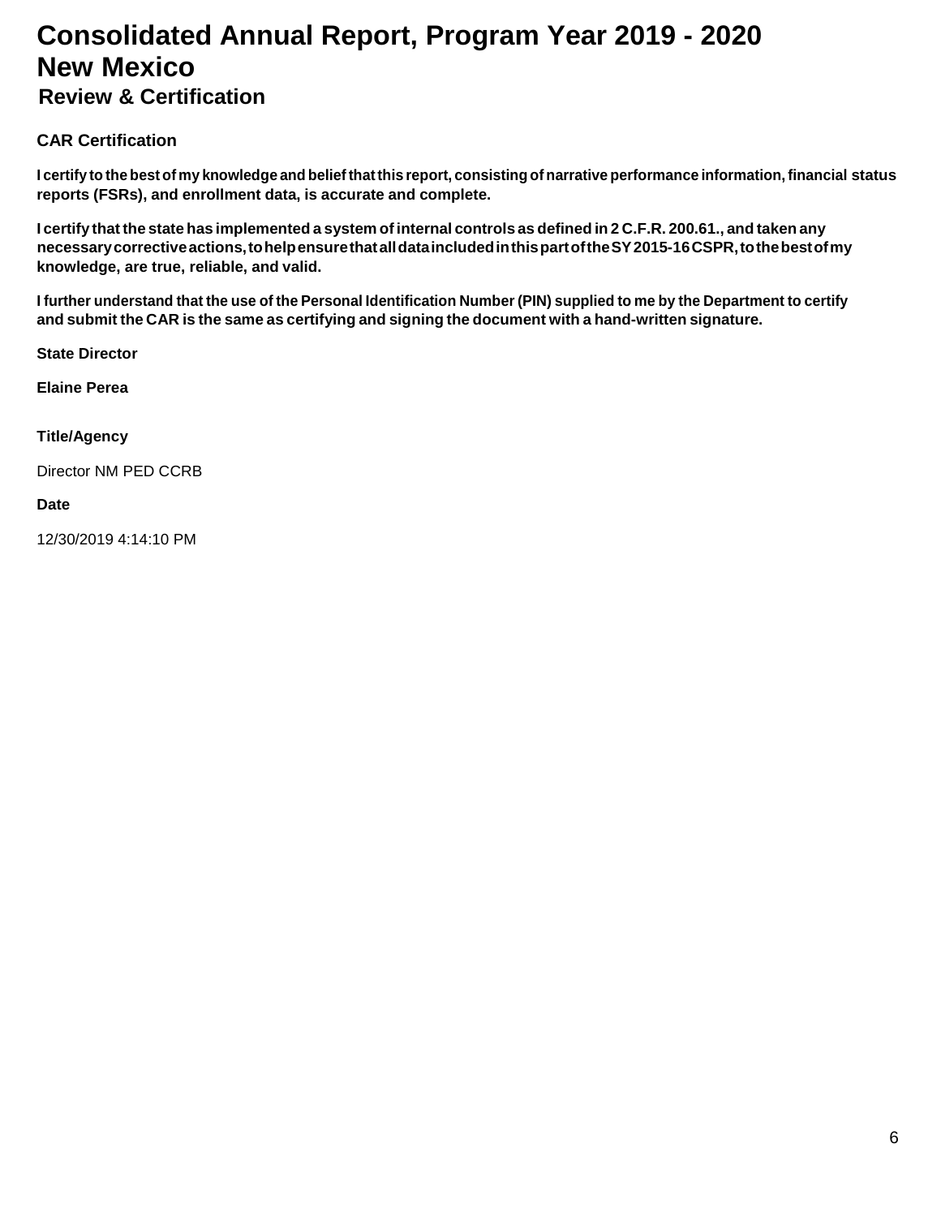# Consolidated Annual Report, Program Year 2019 - 2020
# New Mexico
## Review & Certification

### CAR Certification

**I certify to the best of my knowledge and belief that this report, consisting of narrative performance information, financial status reports (FSRs), and enrollment data, is accurate and complete.**

**I certify that the state has implemented a system of internal controls as defined in 2 C.F.R. 200.61., and taken any necessary corrective actions, to help ensure that all data included in this part of the SY 2015-16 CSPR, to the best of my knowledge, are true, reliable, and valid.**

**I further understand that the use of the Personal Identification Number (PIN) supplied to me by the Department to certify and submit the CAR is the same as certifying and signing the document with a hand-written signature.**

**State Director**

**Elaine Perea**

**Title/Agency**

Director NM PED CCRB

**Date**

12/30/2019 4:14:10 PM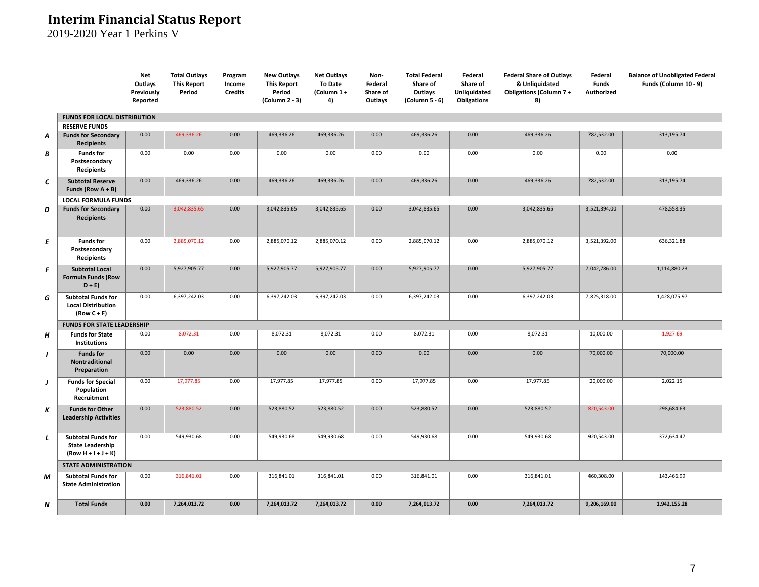# Interim Financial Status Report

2019-2020 Year 1 Perkins V

| | | Net Outlays Previously Reported | Total Outlays This Report Period | Program Income Credits | New Outlays This Report Period (Column 2 - 3) | Net Outlays To Date (Column 1 + 4) | Non-Federal Share of Outlays | Total Federal Share of Outlays (Column 5 - 6) | Federal Share of Unliquidated Obligations | Federal Share of Outlays & Unliquidated Obligations (Column 7 + 8) | Federal Funds Authorized | Balance of Unobligated Federal Funds (Column 10 - 9) |
|---|---|---|---|---|---|---|---|---|---|---|---|---|
| | **FUNDS FOR LOCAL DISTRIBUTION** | | | | | | | | | | | |
| | **RESERVE FUNDS** | | | | | | | | | | | |
| **A** | **Funds for Secondary Recipients** | 0.00 | 469,336.26 | 0.00 | 469,336.26 | 469,336.26 | 0.00 | 469,336.26 | 0.00 | 469,336.26 | 782,532.00 | 313,195.74 |
| **B** | **Funds for Postsecondary Recipients** | 0.00 | 0.00 | 0.00 | 0.00 | 0.00 | 0.00 | 0.00 | 0.00 | 0.00 | 0.00 | 0.00 |
| **C** | **Subtotal Reserve Funds (Row A + B)** | 0.00 | 469,336.26 | 0.00 | 469,336.26 | 469,336.26 | 0.00 | 469,336.26 | 0.00 | 469,336.26 | 782,532.00 | 313,195.74 |
| | **LOCAL FORMULA FUNDS** | | | | | | | | | | | |
| **D** | **Funds for Secondary Recipients** | 0.00 | 3,042,835.65 | 0.00 | 3,042,835.65 | 3,042,835.65 | 0.00 | 3,042,835.65 | 0.00 | 3,042,835.65 | 3,521,394.00 | 478,558.35 |
| **E** | **Funds for Postsecondary Recipients** | 0.00 | 2,885,070.12 | 0.00 | 2,885,070.12 | 2,885,070.12 | 0.00 | 2,885,070.12 | 0.00 | 2,885,070.12 | 3,521,392.00 | 636,321.88 |
| **F** | **Subtotal Local Formula Funds (Row D + E)** | 0.00 | 5,927,905.77 | 0.00 | 5,927,905.77 | 5,927,905.77 | 0.00 | 5,927,905.77 | 0.00 | 5,927,905.77 | 7,042,786.00 | 1,114,880.23 |
| **G** | **Subtotal Funds for Local Distribution (Row C + F)** | 0.00 | 6,397,242.03 | 0.00 | 6,397,242.03 | 6,397,242.03 | 0.00 | 6,397,242.03 | 0.00 | 6,397,242.03 | 7,825,318.00 | 1,428,075.97 |
| | **FUNDS FOR STATE LEADERSHIP** | | | | | | | | | | | |
| **H** | **Funds for State Institutions** | 0.00 | 8,072.31 | 0.00 | 8,072.31 | 8,072.31 | 0.00 | 8,072.31 | 0.00 | 8,072.31 | 10,000.00 | 1,927.69 |
| **I** | **Funds for Nontraditional Preparation** | 0.00 | 0.00 | 0.00 | 0.00 | 0.00 | 0.00 | 0.00 | 0.00 | 0.00 | 70,000.00 | 70,000.00 |
| **J** | **Funds for Special Population Recruitment** | 0.00 | 17,977.85 | 0.00 | 17,977.85 | 17,977.85 | 0.00 | 17,977.85 | 0.00 | 17,977.85 | 20,000.00 | 2,022.15 |
| **K** | **Funds for Other Leadership Activities** | 0.00 | 523,880.52 | 0.00 | 523,880.52 | 523,880.52 | 0.00 | 523,880.52 | 0.00 | 523,880.52 | 820,543.00 | 298,684.63 |
| **L** | **Subtotal Funds for State Leadership (Row H + I + J + K)** | 0.00 | 549,930.68 | 0.00 | 549,930.68 | 549,930.68 | 0.00 | 549,930.68 | 0.00 | 549,930.68 | 920,543.00 | 372,634.47 |
| | **STATE ADMINISTRATION** | | | | | | | | | | | |
| **M** | **Subtotal Funds for State Administration** | 0.00 | 316,841.01 | 0.00 | 316,841.01 | 316,841.01 | 0.00 | 316,841.01 | 0.00 | 316,841.01 | 460,308.00 | 143,466.99 |
| **N** | **Total Funds** | **0.00** | **7,264,013.72** | **0.00** | **7,264,013.72** | **7,264,013.72** | **0.00** | **7,264,013.72** | **0.00** | **7,264,013.72** | **9,206,169.00** | **1,942,155.28** |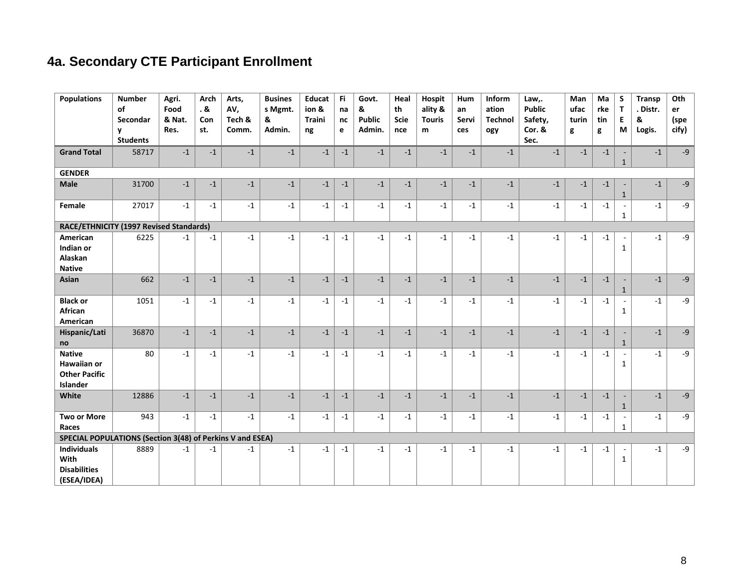## 4a. Secondary CTE Participant Enrollment

| Populations | Number of Secondary Students | Agri. Food & Nat. Res. | Arch. & Const. | Arts, AV, Tech & Comm. | Business Mgmt. & Admin. | Education & Training | Finance | Govt. & Public Admin. | Health Science | Hospitality & Tourism | Human Services | Information Technology | Law,. Public Safety, Cor. & Sec. | Manufacturing | Marketing | STEM | Transp. Distr. & Logis. | Other (specify) |
|---|---|---|---|---|---|---|---|---|---|---|---|---|---|---|---|---|---|---|
| **Grand Total** | 58717 | -1 | -1 | -1 | -1 | -1 | -1 | -1 | -1 | -1 | -1 | -1 | -1 | -1 | -1 | -1 | -1 | -9 |
| **GENDER** | | | | | | | | | | | | | | | | | | |
| **Male** | 31700 | -1 | -1 | -1 | -1 | -1 | -1 | -1 | -1 | -1 | -1 | -1 | -1 | -1 | -1 | -1 | -1 | -9 |
| **Female** | 27017 | -1 | -1 | -1 | -1 | -1 | -1 | -1 | -1 | -1 | -1 | -1 | -1 | -1 | -1 | -1 | -1 | -9 |
| **RACE/ETHNICITY (1997 Revised Standards)** | | | | | | | | | | | | | | | | | | |
| **American Indian or Alaskan Native** | 6225 | -1 | -1 | -1 | -1 | -1 | -1 | -1 | -1 | -1 | -1 | -1 | -1 | -1 | -1 | -1 | -1 | -9 |
| **Asian** | 662 | -1 | -1 | -1 | -1 | -1 | -1 | -1 | -1 | -1 | -1 | -1 | -1 | -1 | -1 | -1 | -1 | -9 |
| **Black or African American** | 1051 | -1 | -1 | -1 | -1 | -1 | -1 | -1 | -1 | -1 | -1 | -1 | -1 | -1 | -1 | -1 | -1 | -9 |
| **Hispanic/Latino** | 36870 | -1 | -1 | -1 | -1 | -1 | -1 | -1 | -1 | -1 | -1 | -1 | -1 | -1 | -1 | -1 | -1 | -9 |
| **Native Hawaiian or Other Pacific Islander** | 80 | -1 | -1 | -1 | -1 | -1 | -1 | -1 | -1 | -1 | -1 | -1 | -1 | -1 | -1 | -1 | -1 | -9 |
| **White** | 12886 | -1 | -1 | -1 | -1 | -1 | -1 | -1 | -1 | -1 | -1 | -1 | -1 | -1 | -1 | -1 | -1 | -9 |
| **Two or More Races** | 943 | -1 | -1 | -1 | -1 | -1 | -1 | -1 | -1 | -1 | -1 | -1 | -1 | -1 | -1 | -1 | -1 | -9 |
| **SPECIAL POPULATIONS (Section 3(48) of Perkins V and ESEA)** | | | | | | | | | | | | | | | | | | |
| **Individuals With Disabilities (ESEA/IDEA)** | 8889 | -1 | -1 | -1 | -1 | -1 | -1 | -1 | -1 | -1 | -1 | -1 | -1 | -1 | -1 | -1 | -1 | -9 |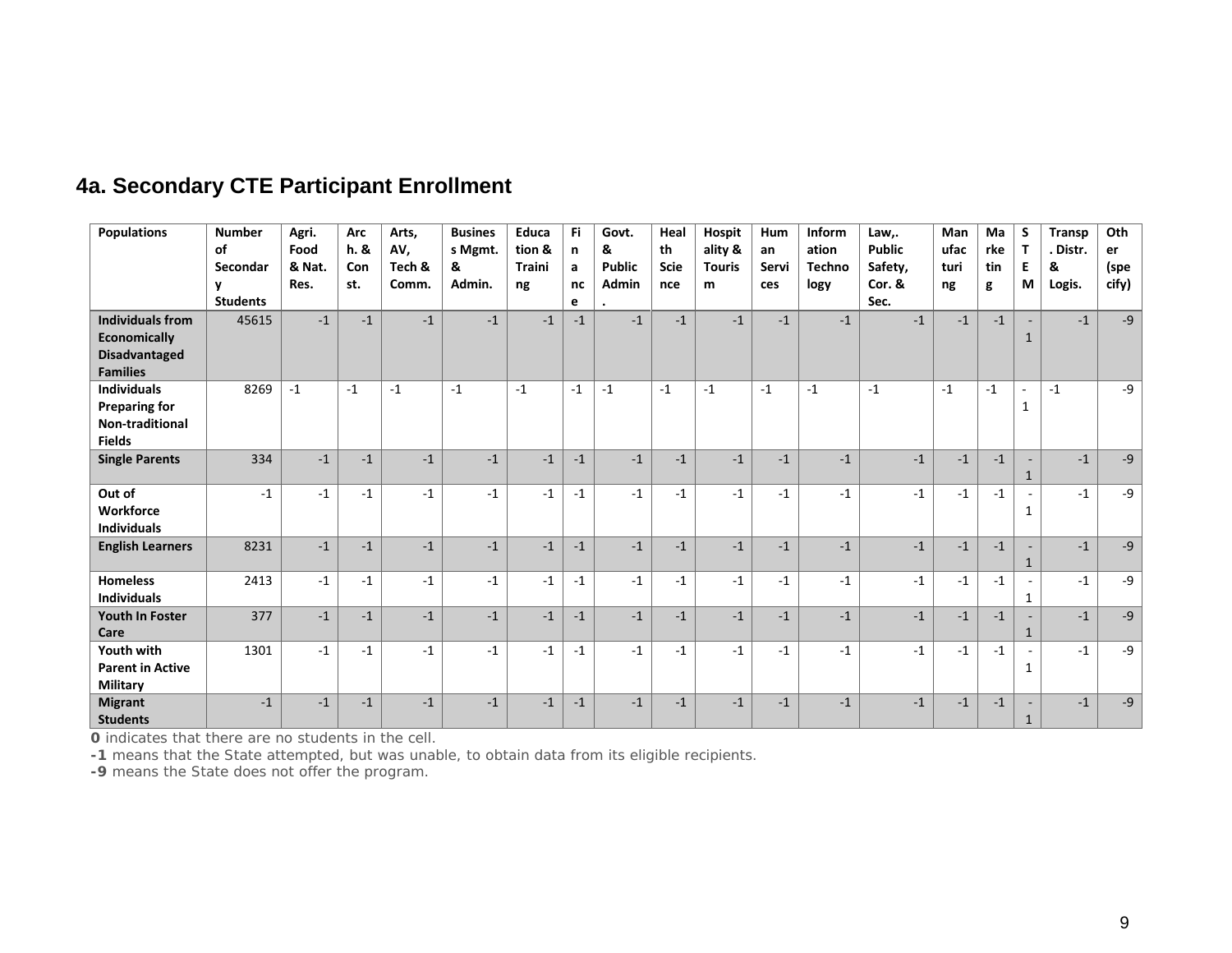## 4a. Secondary CTE Participant Enrollment

| Populations | Number of Secondary Students | Agri. Food & Nat. Res. | Arch. & Const. | Arts, AV, Tech & Comm. | Business Mgmt. & Admin. | Education & Training | Finance | Govt. & Public Admin. | Health Science | Hospitality & Tourism | Human Services | Information Technology | Law,. Public Safety, Cor. & Sec. | Manufacturing | Marketing | STEM | Transp. Distr. & Logis. | Other (specify) |
|---|---|---|---|---|---|---|---|---|---|---|---|---|---|---|---|---|---|---|
| **Individuals from Economically Disadvantaged Families** | 45615 | -1 | -1 | -1 | -1 | -1 | -1 | -1 | -1 | -1 | -1 | -1 | -1 | -1 | -1 | -1 | -1 | -9 |
| **Individuals Preparing for Non-traditional Fields** | 8269 | -1 | -1 | -1 | -1 | -1 | -1 | -1 | -1 | -1 | -1 | -1 | -1 | -1 | -1 | -1 | -1 | -9 |
| **Single Parents** | 334 | -1 | -1 | -1 | -1 | -1 | -1 | -1 | -1 | -1 | -1 | -1 | -1 | -1 | -1 | -1 | -1 | -9 |
| **Out of Workforce Individuals** | -1 | -1 | -1 | -1 | -1 | -1 | -1 | -1 | -1 | -1 | -1 | -1 | -1 | -1 | -1 | -1 | -1 | -9 |
| **English Learners** | 8231 | -1 | -1 | -1 | -1 | -1 | -1 | -1 | -1 | -1 | -1 | -1 | -1 | -1 | -1 | -1 | -1 | -9 |
| **Homeless Individuals** | 2413 | -1 | -1 | -1 | -1 | -1 | -1 | -1 | -1 | -1 | -1 | -1 | -1 | -1 | -1 | -1 | -1 | -9 |
| **Youth In Foster Care** | 377 | -1 | -1 | -1 | -1 | -1 | -1 | -1 | -1 | -1 | -1 | -1 | -1 | -1 | -1 | -1 | -1 | -9 |
| **Youth with Parent in Active Military** | 1301 | -1 | -1 | -1 | -1 | -1 | -1 | -1 | -1 | -1 | -1 | -1 | -1 | -1 | -1 | -1 | -1 | -9 |
| **Migrant Students** | -1 | -1 | -1 | -1 | -1 | -1 | -1 | -1 | -1 | -1 | -1 | -1 | -1 | -1 | -1 | -1 | -1 | -9 |

**0** indicates that there are no students in the cell.

**-1** means that the State attempted, but was unable, to obtain data from its eligible recipients.

**-9** means the State does not offer the program.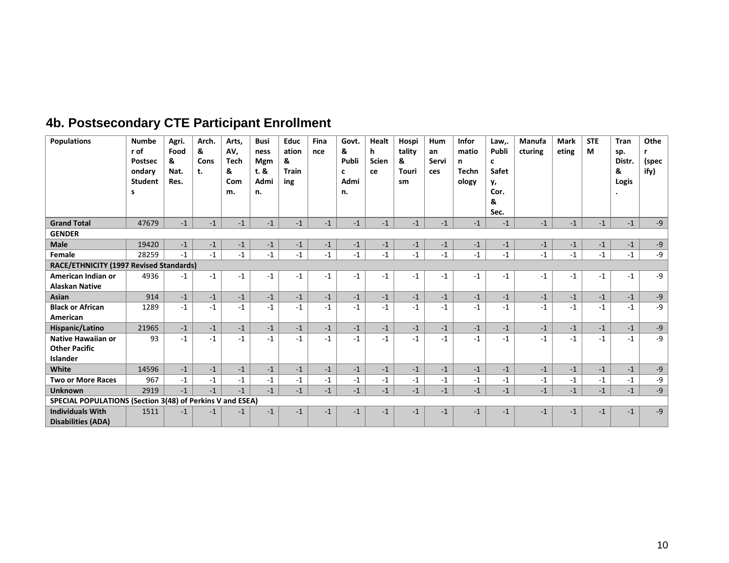## 4b. Postsecondary CTE Participant Enrollment

| Populations | Number of Postsecondary Students | Agri. Food & Nat. Res. | Arch. & Const. | Arts, AV, Tech & Comm. | Business Mgmt. & Admin. | Education & Training | Finance | Govt. & Public Admin. | Health Science | Hospitality & Tourism | Human Services | Information Technology | Law,. Public Safety, Cor. & Sec. | Manufacturing | Marketing | STEM | Transp. Distr. & Logis. | Other (specify) |
|---|---|---|---|---|---|---|---|---|---|---|---|---|---|---|---|---|---|---|
| **Grand Total** | 47679 | -1 | -1 | -1 | -1 | -1 | -1 | -1 | -1 | -1 | -1 | -1 | -1 | -1 | -1 | -1 | -1 | -9 |
| **GENDER** | | | | | | | | | | | | | | | | | | |
| **Male** | 19420 | -1 | -1 | -1 | -1 | -1 | -1 | -1 | -1 | -1 | -1 | -1 | -1 | -1 | -1 | -1 | -1 | -9 |
| **Female** | 28259 | -1 | -1 | -1 | -1 | -1 | -1 | -1 | -1 | -1 | -1 | -1 | -1 | -1 | -1 | -1 | -1 | -9 |
| **RACE/ETHNICITY (1997 Revised Standards)** | | | | | | | | | | | | | | | | | | |
| **American Indian or Alaskan Native** | 4936 | -1 | -1 | -1 | -1 | -1 | -1 | -1 | -1 | -1 | -1 | -1 | -1 | -1 | -1 | -1 | -1 | -9 |
| **Asian** | 914 | -1 | -1 | -1 | -1 | -1 | -1 | -1 | -1 | -1 | -1 | -1 | -1 | -1 | -1 | -1 | -1 | -9 |
| **Black or African American** | 1289 | -1 | -1 | -1 | -1 | -1 | -1 | -1 | -1 | -1 | -1 | -1 | -1 | -1 | -1 | -1 | -1 | -9 |
| **Hispanic/Latino** | 21965 | -1 | -1 | -1 | -1 | -1 | -1 | -1 | -1 | -1 | -1 | -1 | -1 | -1 | -1 | -1 | -1 | -9 |
| **Native Hawaiian or Other Pacific Islander** | 93 | -1 | -1 | -1 | -1 | -1 | -1 | -1 | -1 | -1 | -1 | -1 | -1 | -1 | -1 | -1 | -1 | -9 |
| **White** | 14596 | -1 | -1 | -1 | -1 | -1 | -1 | -1 | -1 | -1 | -1 | -1 | -1 | -1 | -1 | -1 | -1 | -9 |
| **Two or More Races** | 967 | -1 | -1 | -1 | -1 | -1 | -1 | -1 | -1 | -1 | -1 | -1 | -1 | -1 | -1 | -1 | -1 | -9 |
| **Unknown** | 2919 | -1 | -1 | -1 | -1 | -1 | -1 | -1 | -1 | -1 | -1 | -1 | -1 | -1 | -1 | -1 | -1 | -9 |
| **SPECIAL POPULATIONS (Section 3(48) of Perkins V and ESEA)** | | | | | | | | | | | | | | | | | | |
| **Individuals With Disabilities (ADA)** | 1511 | -1 | -1 | -1 | -1 | -1 | -1 | -1 | -1 | -1 | -1 | -1 | -1 | -1 | -1 | -1 | -1 | -9 |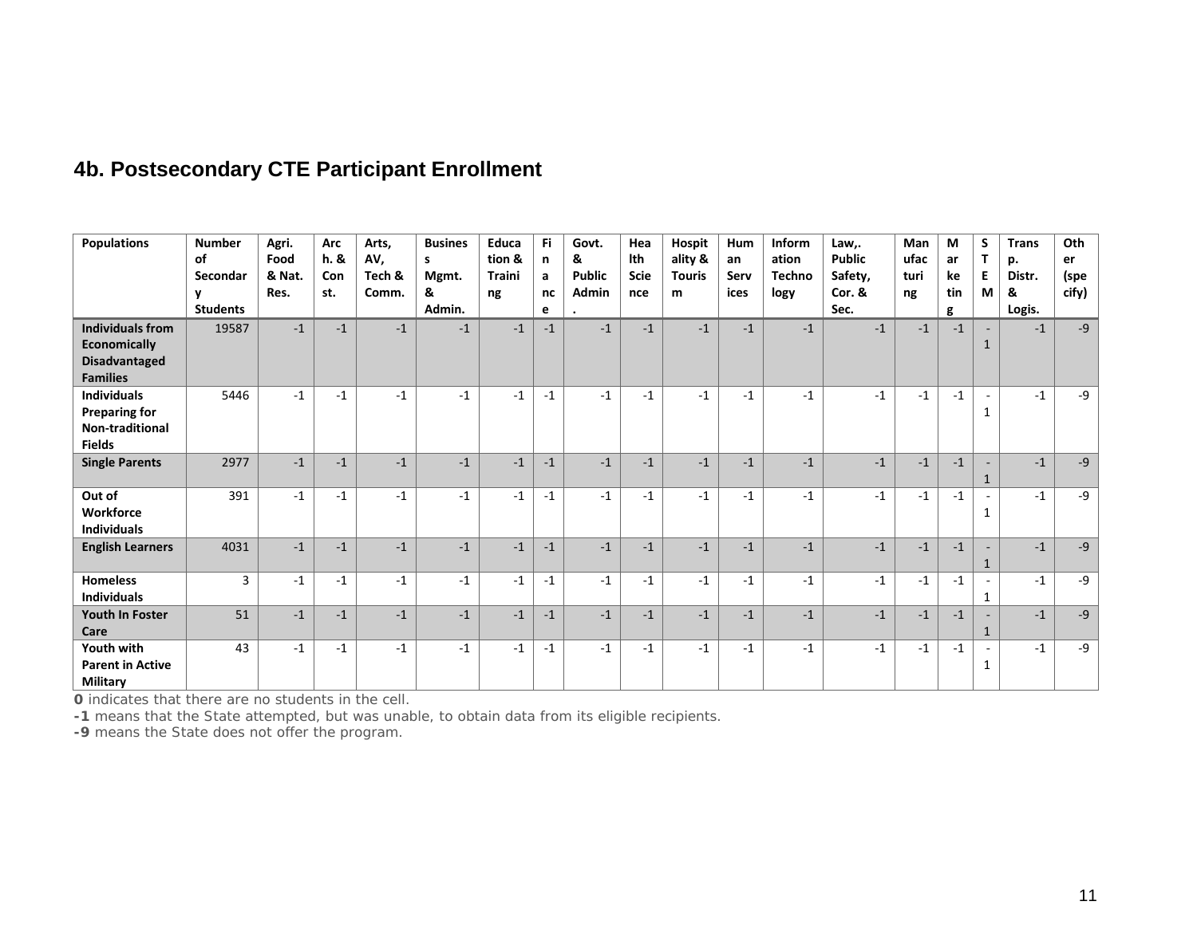## 4b. Postsecondary CTE Participant Enrollment

| Populations | Number of Secondary Students | Agri. Food & Nat. Res. | Arch. & Const. | Arts, AV, Tech & Comm. | Business Mgmt. & Admin. | Education & Training | Finance | Govt. & Public Admin. | Health Science | Hospitality & Tourism | Human Services | Information Technology | Law,. Public Safety, Cor. & Sec. | Manufacturing | Marketing | STEM | Transp. Distr. & Logis. | Other (specify) |
|---|---|---|---|---|---|---|---|---|---|---|---|---|---|---|---|---|---|---|
| **Individuals from Economically Disadvantaged Families** | 19587 | -1 | -1 | -1 | -1 | -1 | -1 | -1 | -1 | -1 | -1 | -1 | -1 | -1 | -1 | -1 | -1 | -9 |
| **Individuals Preparing for Non-traditional Fields** | 5446 | -1 | -1 | -1 | -1 | -1 | -1 | -1 | -1 | -1 | -1 | -1 | -1 | -1 | -1 | -1 | -1 | -9 |
| **Single Parents** | 2977 | -1 | -1 | -1 | -1 | -1 | -1 | -1 | -1 | -1 | -1 | -1 | -1 | -1 | -1 | -1 | -1 | -9 |
| **Out of Workforce Individuals** | 391 | -1 | -1 | -1 | -1 | -1 | -1 | -1 | -1 | -1 | -1 | -1 | -1 | -1 | -1 | -1 | -1 | -9 |
| **English Learners** | 4031 | -1 | -1 | -1 | -1 | -1 | -1 | -1 | -1 | -1 | -1 | -1 | -1 | -1 | -1 | -1 | -1 | -9 |
| **Homeless Individuals** | 3 | -1 | -1 | -1 | -1 | -1 | -1 | -1 | -1 | -1 | -1 | -1 | -1 | -1 | -1 | -1 | -1 | -9 |
| **Youth In Foster Care** | 51 | -1 | -1 | -1 | -1 | -1 | -1 | -1 | -1 | -1 | -1 | -1 | -1 | -1 | -1 | -1 | -1 | -9 |
| **Youth with Parent in Active Military** | 43 | -1 | -1 | -1 | -1 | -1 | -1 | -1 | -1 | -1 | -1 | -1 | -1 | -1 | -1 | -1 | -1 | -9 |

**0** indicates that there are no students in the cell.
**-1** means that the State attempted, but was unable, to obtain data from its eligible recipients.
**-9** means the State does not offer the program.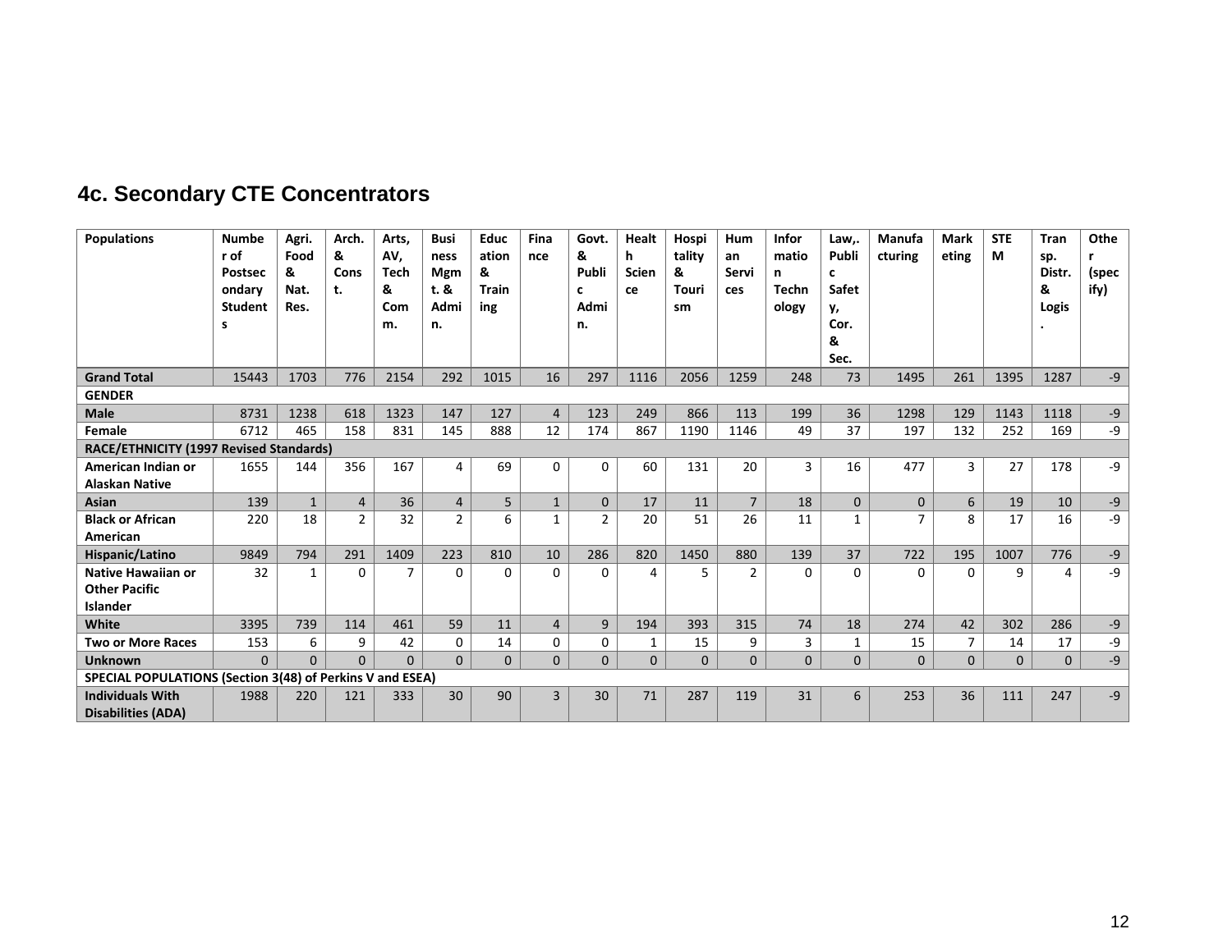## 4c. Secondary CTE Concentrators

| Populations | Number of Postsecondary Students | Agri. Food & Nat. Res. | Arch. & Const. | Arts, AV, Tech & Comm. | Business Mgmt. & Admin. | Education & Training | Finance | Govt. & Public Admin. | Health Science | Hospitality & Tourism | Human Services | Information Technology | Law,. Public Safety, Cor. & Sec. | Manufacturing | Marketing | STEM | Transp. Distr. & Logis. | Other (specify) |
|---|---|---|---|---|---|---|---|---|---|---|---|---|---|---|---|---|---|---|
| **Grand Total** | 15443 | 1703 | 776 | 2154 | 292 | 1015 | 16 | 297 | 1116 | 2056 | 1259 | 248 | 73 | 1495 | 261 | 1395 | 1287 | -9 |
| **GENDER** | | | | | | | | | | | | | | | | | | |
| **Male** | 8731 | 1238 | 618 | 1323 | 147 | 127 | 4 | 123 | 249 | 866 | 113 | 199 | 36 | 1298 | 129 | 1143 | 1118 | -9 |
| **Female** | 6712 | 465 | 158 | 831 | 145 | 888 | 12 | 174 | 867 | 1190 | 1146 | 49 | 37 | 197 | 132 | 252 | 169 | -9 |
| **RACE/ETHNICITY (1997 Revised Standards)** | | | | | | | | | | | | | | | | | | |
| **American Indian or Alaskan Native** | 1655 | 144 | 356 | 167 | 4 | 69 | 0 | 0 | 60 | 131 | 20 | 3 | 16 | 477 | 3 | 27 | 178 | -9 |
| **Asian** | 139 | 1 | 4 | 36 | 4 | 5 | 1 | 0 | 17 | 11 | 7 | 18 | 0 | 0 | 6 | 19 | 10 | -9 |
| **Black or African American** | 220 | 18 | 2 | 32 | 2 | 6 | 1 | 2 | 20 | 51 | 26 | 11 | 1 | 7 | 8 | 17 | 16 | -9 |
| **Hispanic/Latino** | 9849 | 794 | 291 | 1409 | 223 | 810 | 10 | 286 | 820 | 1450 | 880 | 139 | 37 | 722 | 195 | 1007 | 776 | -9 |
| **Native Hawaiian or Other Pacific Islander** | 32 | 1 | 0 | 7 | 0 | 0 | 0 | 0 | 4 | 5 | 2 | 0 | 0 | 0 | 0 | 9 | 4 | -9 |
| **White** | 3395 | 739 | 114 | 461 | 59 | 11 | 4 | 9 | 194 | 393 | 315 | 74 | 18 | 274 | 42 | 302 | 286 | -9 |
| **Two or More Races** | 153 | 6 | 9 | 42 | 0 | 14 | 0 | 0 | 1 | 15 | 9 | 3 | 1 | 15 | 7 | 14 | 17 | -9 |
| **Unknown** | 0 | 0 | 0 | 0 | 0 | 0 | 0 | 0 | 0 | 0 | 0 | 0 | 0 | 0 | 0 | 0 | 0 | -9 |
| **SPECIAL POPULATIONS (Section 3(48) of Perkins V and ESEA)** | | | | | | | | | | | | | | | | | | |
| **Individuals With Disabilities (ADA)** | 1988 | 220 | 121 | 333 | 30 | 90 | 3 | 30 | 71 | 287 | 119 | 31 | 6 | 253 | 36 | 111 | 247 | -9 |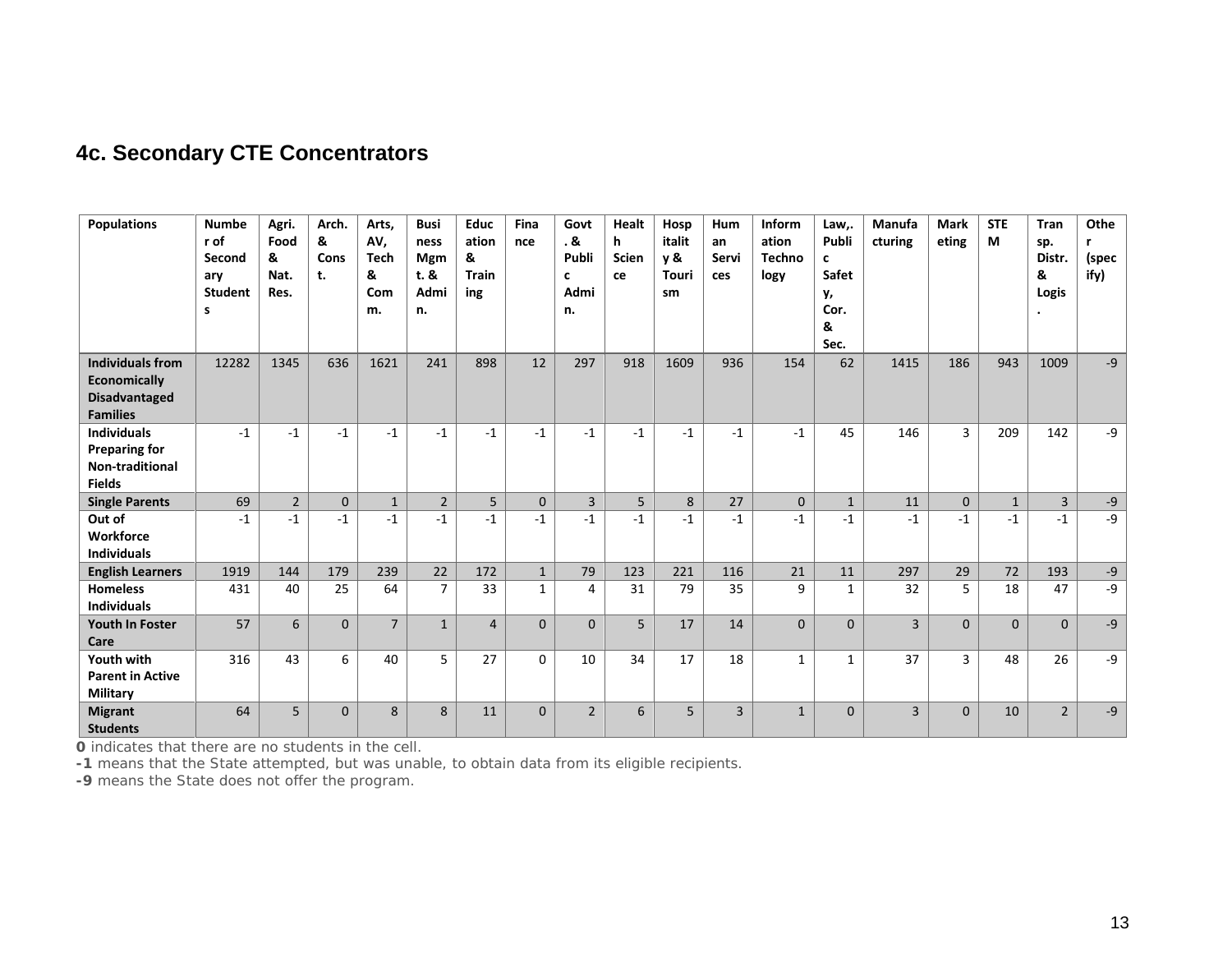## 4c. Secondary CTE Concentrators

| Populations | Number of Secondary Students | Agri. Food & Nat. Res. | Arch. & Const. | Arts, AV, Tech & Comm. | Business Mgmt. & Admin. | Education & Training | Finance | Govt. & Public Admin. | Health Science | Hospitality & Tourism | Human Services | Information Technology | Law,. Public Safety, Cor. & Sec. | Manufacturing | Marketing | STEM | Transp. Distr. & Logis. | Other (specify) |
|---|---|---|---|---|---|---|---|---|---|---|---|---|---|---|---|---|---|---|
| **Individuals from Economically Disadvantaged Families** | 12282 | 1345 | 636 | 1621 | 241 | 898 | 12 | 297 | 918 | 1609 | 936 | 154 | 62 | 1415 | 186 | 943 | 1009 | -9 |
| **Individuals Preparing for Non-traditional Fields** | -1 | -1 | -1 | -1 | -1 | -1 | -1 | -1 | -1 | -1 | -1 | -1 | 45 | 146 | 3 | 209 | 142 | -9 |
| **Single Parents** | 69 | 2 | 0 | 1 | 2 | 5 | 0 | 3 | 5 | 8 | 27 | 0 | 1 | 11 | 0 | 1 | 3 | -9 |
| **Out of Workforce Individuals** | -1 | -1 | -1 | -1 | -1 | -1 | -1 | -1 | -1 | -1 | -1 | -1 | -1 | -1 | -1 | -1 | -1 | -9 |
| **English Learners** | 1919 | 144 | 179 | 239 | 22 | 172 | 1 | 79 | 123 | 221 | 116 | 21 | 11 | 297 | 29 | 72 | 193 | -9 |
| **Homeless Individuals** | 431 | 40 | 25 | 64 | 7 | 33 | 1 | 4 | 31 | 79 | 35 | 9 | 1 | 32 | 5 | 18 | 47 | -9 |
| **Youth In Foster Care** | 57 | 6 | 0 | 7 | 1 | 4 | 0 | 0 | 5 | 17 | 14 | 0 | 0 | 3 | 0 | 0 | 0 | -9 |
| **Youth with Parent in Active Military** | 316 | 43 | 6 | 40 | 5 | 27 | 0 | 10 | 34 | 17 | 18 | 1 | 1 | 37 | 3 | 48 | 26 | -9 |
| **Migrant Students** | 64 | 5 | 0 | 8 | 8 | 11 | 0 | 2 | 6 | 5 | 3 | 1 | 0 | 3 | 0 | 10 | 2 | -9 |

**0** indicates that there are no students in the cell.
**-1** means that the State attempted, but was unable, to obtain data from its eligible recipients.
**-9** means the State does not offer the program.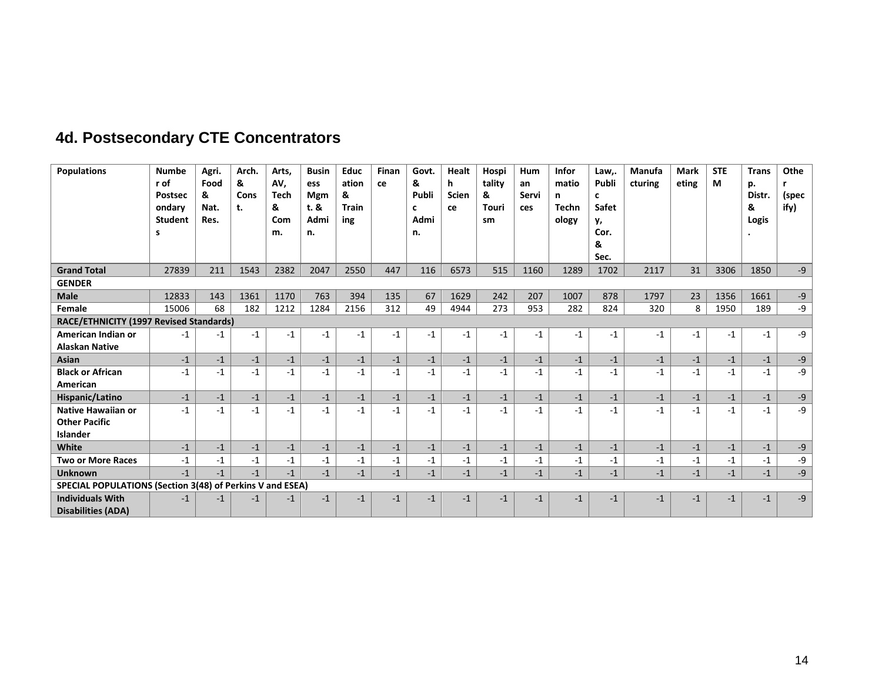#### 4d. Postsecondary CTE Concentrators

| Populations | Number of Postsecondary Students | Agri. Food & Nat. Res. | Arch. & Const. | Arts, AV, Tech & Comm. | Business Mgmt. & Admin. | Education & Training | Finance | Govt. & Public Admin. | Health Science | Hospitality & Tourism | Human Services | Information Technology | Law,. Public Safety, Cor. & Sec. | Manufacturing | Marketing | STEM | Transp. Distr. & Logis. | Other (specify) |
|---|---|---|---|---|---|---|---|---|---|---|---|---|---|---|---|---|---|---|
| **Grand Total** | 27839 | 211 | 1543 | 2382 | 2047 | 2550 | 447 | 116 | 6573 | 515 | 1160 | 1289 | 1702 | 2117 | 31 | 3306 | 1850 | -9 |
| **GENDER** | | | | | | | | | | | | | | | | | | |
| **Male** | 12833 | 143 | 1361 | 1170 | 763 | 394 | 135 | 67 | 1629 | 242 | 207 | 1007 | 878 | 1797 | 23 | 1356 | 1661 | -9 |
| **Female** | 15006 | 68 | 182 | 1212 | 1284 | 2156 | 312 | 49 | 4944 | 273 | 953 | 282 | 824 | 320 | 8 | 1950 | 189 | -9 |
| **RACE/ETHNICITY (1997 Revised Standards)** | | | | | | | | | | | | | | | | | | |
| **American Indian or Alaskan Native** | -1 | -1 | -1 | -1 | -1 | -1 | -1 | -1 | -1 | -1 | -1 | -1 | -1 | -1 | -1 | -1 | -1 | -9 |
| **Asian** | -1 | -1 | -1 | -1 | -1 | -1 | -1 | -1 | -1 | -1 | -1 | -1 | -1 | -1 | -1 | -1 | -1 | -9 |
| **Black or African American** | -1 | -1 | -1 | -1 | -1 | -1 | -1 | -1 | -1 | -1 | -1 | -1 | -1 | -1 | -1 | -1 | -1 | -9 |
| **Hispanic/Latino** | -1 | -1 | -1 | -1 | -1 | -1 | -1 | -1 | -1 | -1 | -1 | -1 | -1 | -1 | -1 | -1 | -1 | -9 |
| **Native Hawaiian or Other Pacific Islander** | -1 | -1 | -1 | -1 | -1 | -1 | -1 | -1 | -1 | -1 | -1 | -1 | -1 | -1 | -1 | -1 | -1 | -9 |
| **White** | -1 | -1 | -1 | -1 | -1 | -1 | -1 | -1 | -1 | -1 | -1 | -1 | -1 | -1 | -1 | -1 | -1 | -9 |
| **Two or More Races** | -1 | -1 | -1 | -1 | -1 | -1 | -1 | -1 | -1 | -1 | -1 | -1 | -1 | -1 | -1 | -1 | -1 | -9 |
| **Unknown** | -1 | -1 | -1 | -1 | -1 | -1 | -1 | -1 | -1 | -1 | -1 | -1 | -1 | -1 | -1 | -1 | -1 | -9 |
| **SPECIAL POPULATIONS (Section 3(48) of Perkins V and ESEA)** | | | | | | | | | | | | | | | | | | |
| **Individuals With Disabilities (ADA)** | -1 | -1 | -1 | -1 | -1 | -1 | -1 | -1 | -1 | -1 | -1 | -1 | -1 | -1 | -1 | -1 | -1 | -9 |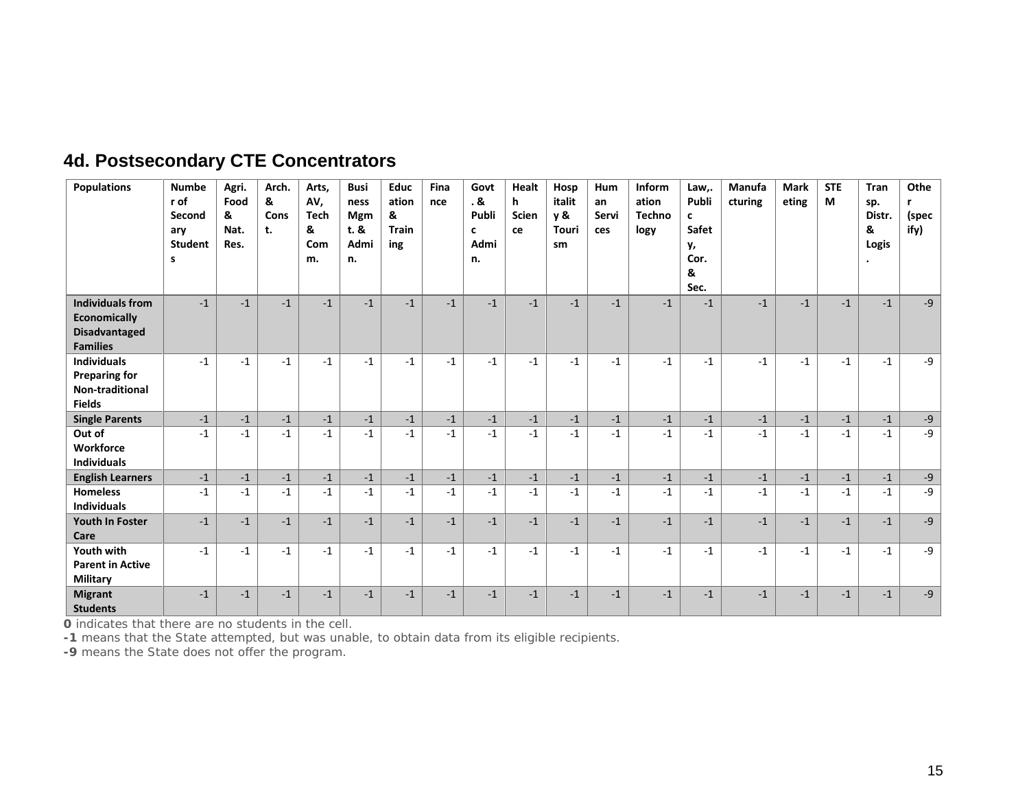## 4d. Postsecondary CTE Concentrators

| Populations | Number of Secondary Students | Agri. Food & Nat. Res. | Arch. & Const. | Arts, AV, Tech & Comm. | Business Mgmt. & Admin. | Education & Training | Finance | Govt. & Public Admin. | Health Science | Hospitality & Tourism | Human Services | Information Technology | Law,. Public Safety, Cor. & Sec. | Manufacturing | Marketing | STEM | Transp. Distr. & Logis. | Other (specify) |
|---|---|---|---|---|---|---|---|---|---|---|---|---|---|---|---|---|---|---|
| **Individuals from Economically Disadvantaged Families** | -1 | -1 | -1 | -1 | -1 | -1 | -1 | -1 | -1 | -1 | -1 | -1 | -1 | -1 | -1 | -1 | -1 | -9 |
| **Individuals Preparing for Non-traditional Fields** | -1 | -1 | -1 | -1 | -1 | -1 | -1 | -1 | -1 | -1 | -1 | -1 | -1 | -1 | -1 | -1 | -1 | -9 |
| **Single Parents** | -1 | -1 | -1 | -1 | -1 | -1 | -1 | -1 | -1 | -1 | -1 | -1 | -1 | -1 | -1 | -1 | -1 | -9 |
| **Out of Workforce Individuals** | -1 | -1 | -1 | -1 | -1 | -1 | -1 | -1 | -1 | -1 | -1 | -1 | -1 | -1 | -1 | -1 | -1 | -9 |
| **English Learners** | -1 | -1 | -1 | -1 | -1 | -1 | -1 | -1 | -1 | -1 | -1 | -1 | -1 | -1 | -1 | -1 | -1 | -9 |
| **Homeless Individuals** | -1 | -1 | -1 | -1 | -1 | -1 | -1 | -1 | -1 | -1 | -1 | -1 | -1 | -1 | -1 | -1 | -1 | -9 |
| **Youth In Foster Care** | -1 | -1 | -1 | -1 | -1 | -1 | -1 | -1 | -1 | -1 | -1 | -1 | -1 | -1 | -1 | -1 | -1 | -9 |
| **Youth with Parent in Active Military** | -1 | -1 | -1 | -1 | -1 | -1 | -1 | -1 | -1 | -1 | -1 | -1 | -1 | -1 | -1 | -1 | -1 | -9 |
| **Migrant Students** | -1 | -1 | -1 | -1 | -1 | -1 | -1 | -1 | -1 | -1 | -1 | -1 | -1 | -1 | -1 | -1 | -1 | -9 |

**0** indicates that there are no students in the cell.

**-1** means that the State attempted, but was unable, to obtain data from its eligible recipients.

**-9** means the State does not offer the program.